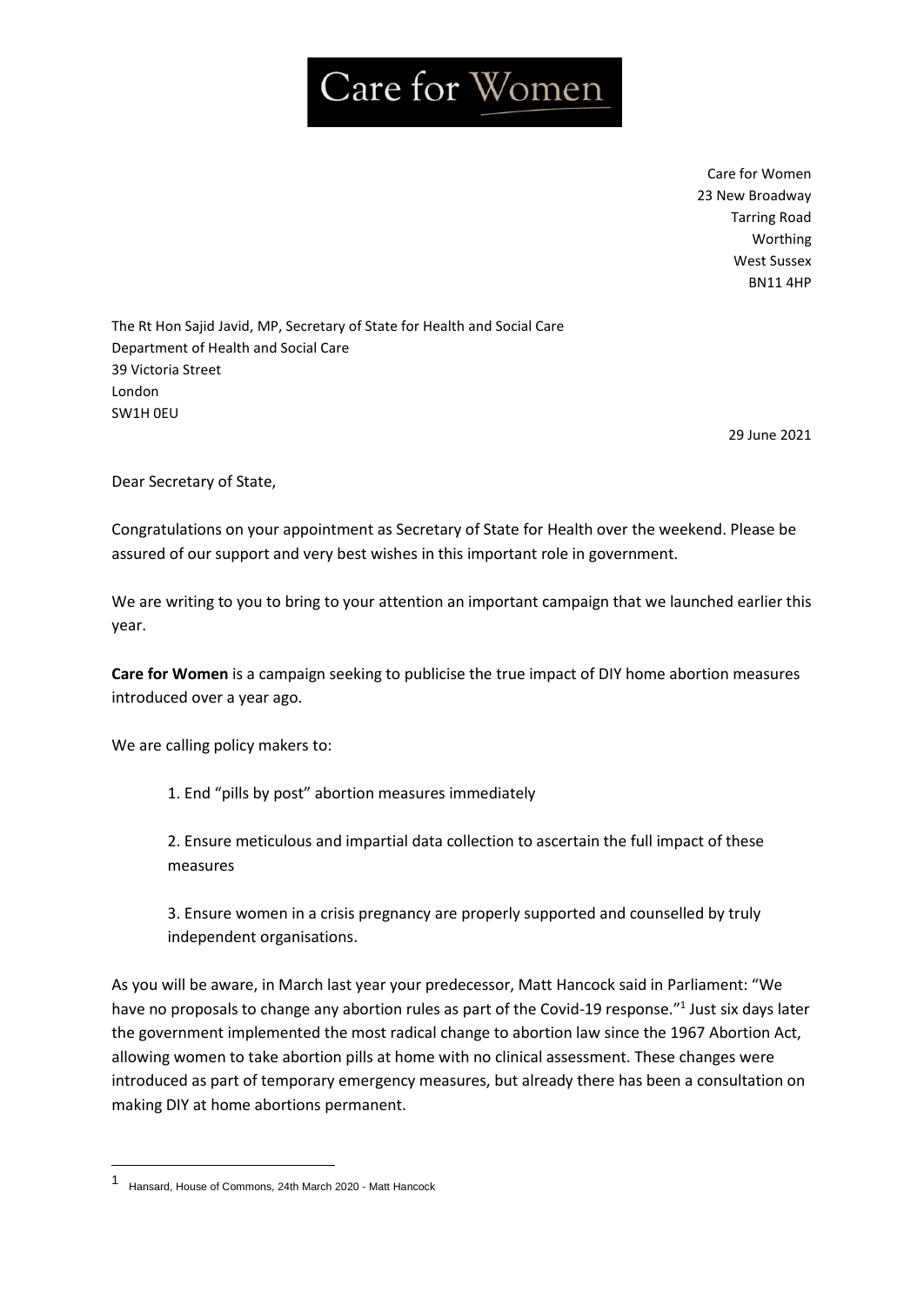# Care for Women

Care for Women
23 New Broadway
Tarring Road
Worthing
West Sussex
BN11 4HP

The Rt Hon Sajid Javid, MP, Secretary of State for Health and Social Care
Department of Health and Social Care
39 Victoria Street
London
SW1H 0EU

29 June 2021

Dear Secretary of State,

Congratulations on your appointment as Secretary of State for Health over the weekend. Please be assured of our support and very best wishes in this important role in government.

We are writing to you to bring to your attention an important campaign that we launched earlier this year.

**Care for Women** is a campaign seeking to publicise the true impact of DIY home abortion measures introduced over a year ago.

We are calling policy makers to:

1. End "pills by post" abortion measures immediately

2. Ensure meticulous and impartial data collection to ascertain the full impact of these measures

3. Ensure women in a crisis pregnancy are properly supported and counselled by truly independent organisations.

As you will be aware, in March last year your predecessor, Matt Hancock said in Parliament: "We have no proposals to change any abortion rules as part of the Covid-19 response."[1] Just six days later the government implemented the most radical change to abortion law since the 1967 Abortion Act, allowing women to take abortion pills at home with no clinical assessment. These changes were introduced as part of temporary emergency measures, but already there has been a consultation on making DIY at home abortions permanent.

[1] Hansard, House of Commons, 24th March 2020 - Matt Hancock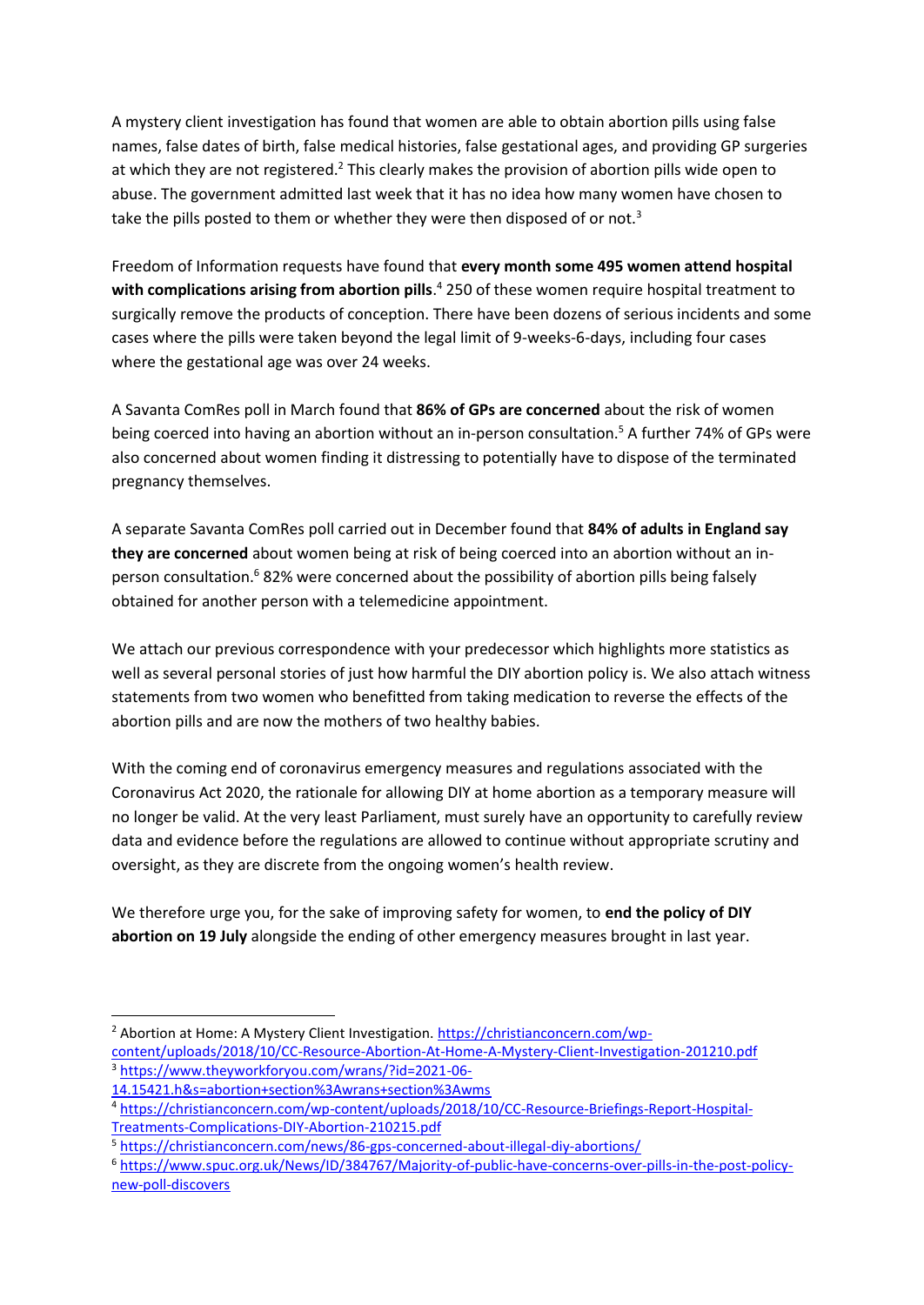A mystery client investigation has found that women are able to obtain abortion pills using false names, false dates of birth, false medical histories, false gestational ages, and providing GP surgeries at which they are not registered.[2] This clearly makes the provision of abortion pills wide open to abuse. The government admitted last week that it has no idea how many women have chosen to take the pills posted to them or whether they were then disposed of or not.[3]

Freedom of Information requests have found that **every month some 495 women attend hospital with complications arising from abortion pills**.[4] 250 of these women require hospital treatment to surgically remove the products of conception. There have been dozens of serious incidents and some cases where the pills were taken beyond the legal limit of 9-weeks-6-days, including four cases where the gestational age was over 24 weeks.

A Savanta ComRes poll in March found that **86% of GPs are concerned** about the risk of women being coerced into having an abortion without an in-person consultation.[5] A further 74% of GPs were also concerned about women finding it distressing to potentially have to dispose of the terminated pregnancy themselves.

A separate Savanta ComRes poll carried out in December found that **84% of adults in England say they are concerned** about women being at risk of being coerced into an abortion without an in-person consultation.[6] 82% were concerned about the possibility of abortion pills being falsely obtained for another person with a telemedicine appointment.

We attach our previous correspondence with your predecessor which highlights more statistics as well as several personal stories of just how harmful the DIY abortion policy is. We also attach witness statements from two women who benefitted from taking medication to reverse the effects of the abortion pills and are now the mothers of two healthy babies.

With the coming end of coronavirus emergency measures and regulations associated with the Coronavirus Act 2020, the rationale for allowing DIY at home abortion as a temporary measure will no longer be valid. At the very least Parliament, must surely have an opportunity to carefully review data and evidence before the regulations are allowed to continue without appropriate scrutiny and oversight, as they are discrete from the ongoing women's health review.

We therefore urge you, for the sake of improving safety for women, to **end the policy of DIY abortion on 19 July** alongside the ending of other emergency measures brought in last year.

---

[2] Abortion at Home: A Mystery Client Investigation. https://christianconcern.com/wp-content/uploads/2018/10/CC-Resource-Abortion-At-Home-A-Mystery-Client-Investigation-201210.pdf

[3] https://www.theyworkforyou.com/wrans/?id=2021-06-14.15421.h&s=abortion+section%3Awrans+section%3Awms

[4] https://christianconcern.com/wp-content/uploads/2018/10/CC-Resource-Briefings-Report-Hospital-Treatments-Complications-DIY-Abortion-210215.pdf

[5] https://christianconcern.com/news/86-gps-concerned-about-illegal-diy-abortions/

[6] https://www.spuc.org.uk/News/ID/384767/Majority-of-public-have-concerns-over-pills-in-the-post-policy-new-poll-discovers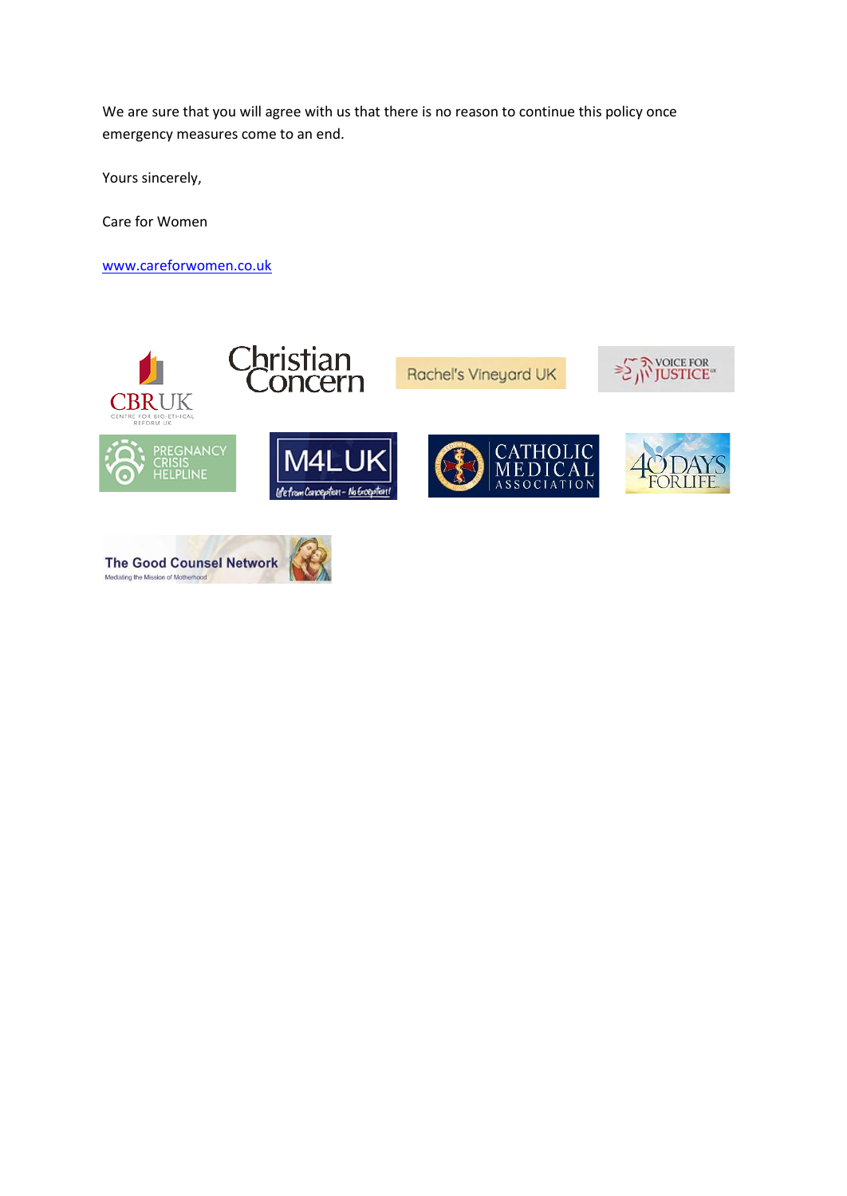We are sure that you will agree with us that there is no reason to continue this policy once emergency measures come to an end.

Yours sincerely,

Care for Women

www.careforwomen.co.uk